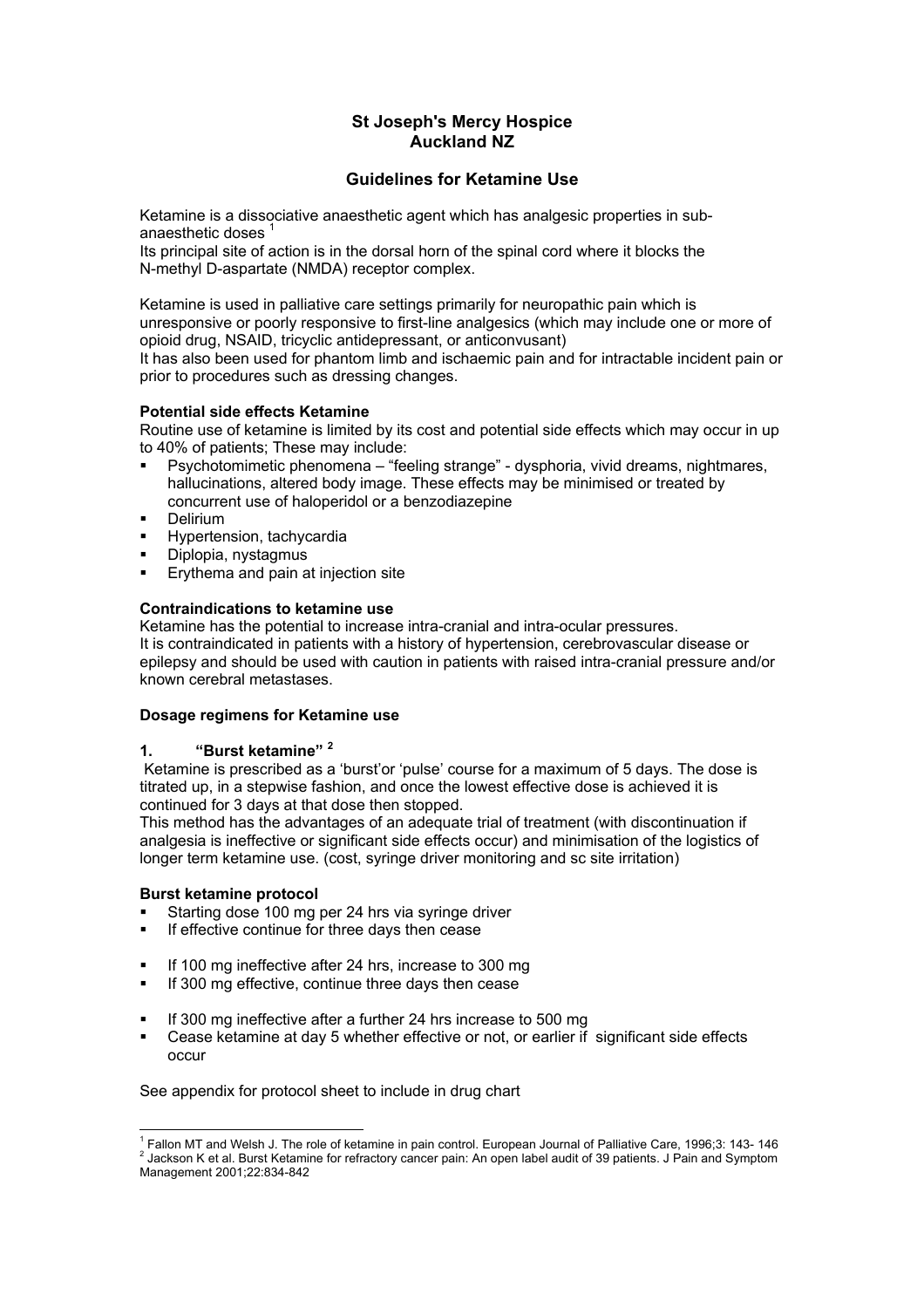# St Joseph's Mercy Hospice
# Auckland NZ

## Guidelines for Ketamine Use

Ketamine is a dissociative anaesthetic agent which has analgesic properties in sub-anaesthetic doses [1]

Its principal site of action is in the dorsal horn of the spinal cord where it blocks the N-methyl D-aspartate (NMDA) receptor complex.

Ketamine is used in palliative care settings primarily for neuropathic pain which is unresponsive or poorly responsive to first-line analgesics (which may include one or more of opioid drug, NSAID, tricyclic antidepressant, or anticonvusant)

It has also been used for phantom limb and ischaemic pain and for intractable incident pain or prior to procedures such as dressing changes.

**Potential side effects Ketamine**

Routine use of ketamine is limited by its cost and potential side effects which may occur in up to 40% of patients; These may include:

- Psychotomimetic phenomena – "feeling strange" - dysphoria, vivid dreams, nightmares, hallucinations, altered body image. These effects may be minimised or treated by concurrent use of haloperidol or a benzodiazepine
- Delirium
- Hypertension, tachycardia
- Diplopia, nystagmus
- Erythema and pain at injection site

**Contraindications to ketamine use**

Ketamine has the potential to increase intra-cranial and intra-ocular pressures.

It is contraindicated in patients with a history of hypertension, cerebrovascular disease or epilepsy and should be used with caution in patients with raised intra-cranial pressure and/or known cerebral metastases.

**Dosage regimens for Ketamine use**

**1. "Burst ketamine" [2]**

Ketamine is prescribed as a 'burst'or 'pulse' course for a maximum of 5 days. The dose is titrated up, in a stepwise fashion, and once the lowest effective dose is achieved it is continued for 3 days at that dose then stopped.

This method has the advantages of an adequate trial of treatment (with discontinuation if analgesia is ineffective or significant side effects occur) and minimisation of the logistics of longer term ketamine use. (cost, syringe driver monitoring and sc site irritation)

**Burst ketamine protocol**

- Starting dose 100 mg per 24 hrs via syringe driver
- If effective continue for three days then cease

- If 100 mg ineffective after 24 hrs, increase to 300 mg
- If 300 mg effective, continue three days then cease

- If 300 mg ineffective after a further 24 hrs increase to 500 mg
- Cease ketamine at day 5 whether effective or not, or earlier if significant side effects occur

See appendix for protocol sheet to include in drug chart

---

[1] Fallon MT and Welsh J. The role of ketamine in pain control. European Journal of Palliative Care, 1996;3: 143- 146

[2] Jackson K et al. Burst Ketamine for refractory cancer pain: An open label audit of 39 patients. J Pain and Symptom Management 2001;22:834-842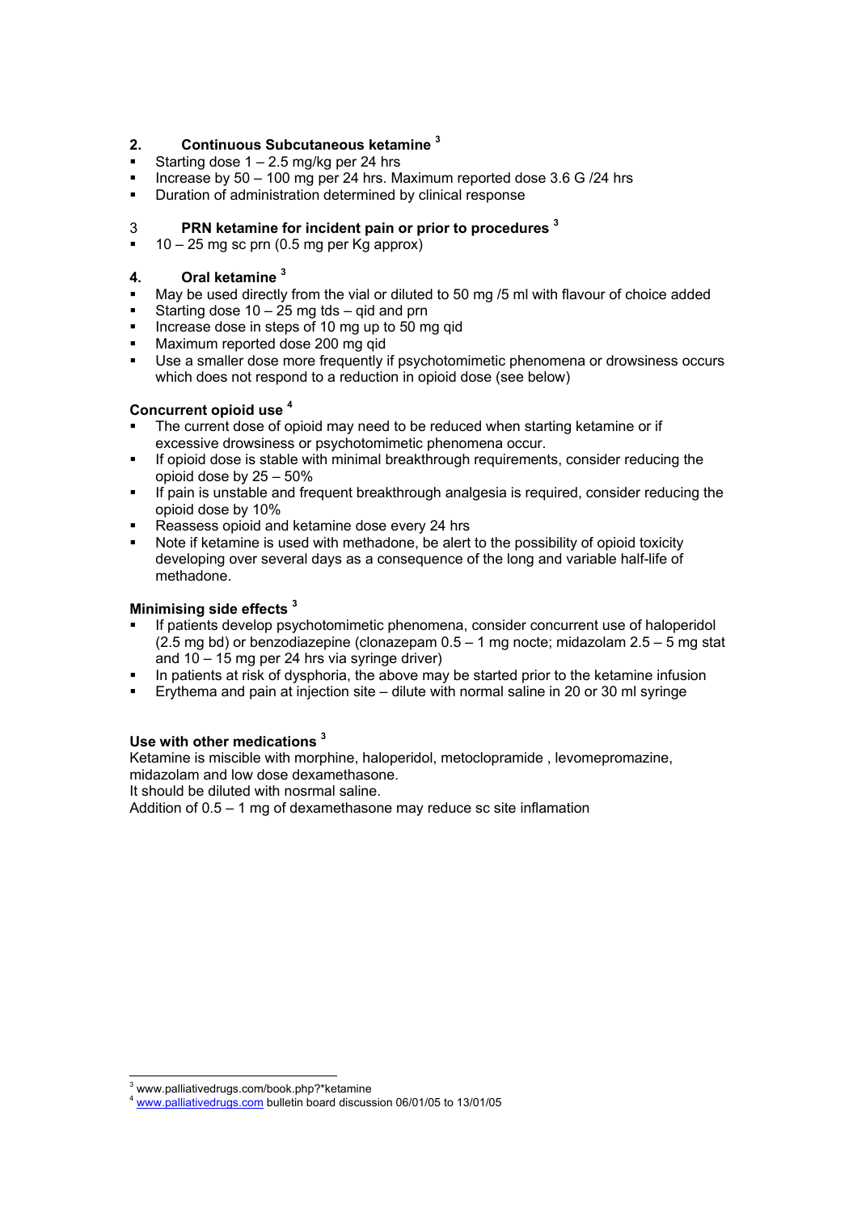## 2. Continuous Subcutaneous ketamine [3]

- Starting dose 1 – 2.5 mg/kg per 24 hrs
- Increase by 50 – 100 mg per 24 hrs. Maximum reported dose 3.6 G /24 hrs
- Duration of administration determined by clinical response

## 3 PRN ketamine for incident pain or prior to procedures [3]

- 10 – 25 mg sc prn (0.5 mg per Kg approx)

## 4. Oral ketamine [3]

- May be used directly from the vial or diluted to 50 mg /5 ml with flavour of choice added
- Starting dose 10 – 25 mg tds – qid and prn
- Increase dose in steps of 10 mg up to 50 mg qid
- Maximum reported dose 200 mg qid
- Use a smaller dose more frequently if psychotomimetic phenomena or drowsiness occurs which does not respond to a reduction in opioid dose (see below)

### Concurrent opioid use [4]

- The current dose of opioid may need to be reduced when starting ketamine or if excessive drowsiness or psychotomimetic phenomena occur.
- If opioid dose is stable with minimal breakthrough requirements, consider reducing the opioid dose by 25 – 50%
- If pain is unstable and frequent breakthrough analgesia is required, consider reducing the opioid dose by 10%
- Reassess opioid and ketamine dose every 24 hrs
- Note if ketamine is used with methadone, be alert to the possibility of opioid toxicity developing over several days as a consequence of the long and variable half-life of methadone.

### Minimising side effects [3]

- If patients develop psychotomimetic phenomena, consider concurrent use of haloperidol (2.5 mg bd) or benzodiazepine (clonazepam 0.5 – 1 mg nocte; midazolam 2.5 – 5 mg stat and 10 – 15 mg per 24 hrs via syringe driver)
- In patients at risk of dysphoria, the above may be started prior to the ketamine infusion
- Erythema and pain at injection site – dilute with normal saline in 20 or 30 ml syringe

### Use with other medications [3]

Ketamine is miscible with morphine, haloperidol, metoclopramide , levomepromazine, midazolam and low dose dexamethasone.
It should be diluted with nosrmal saline.
Addition of 0.5 – 1 mg of dexamethasone may reduce sc site inflamation

---

[3] www.palliativedrugs.com/book.php?*ketamine
[4] www.palliativedrugs.com bulletin board discussion 06/01/05 to 13/01/05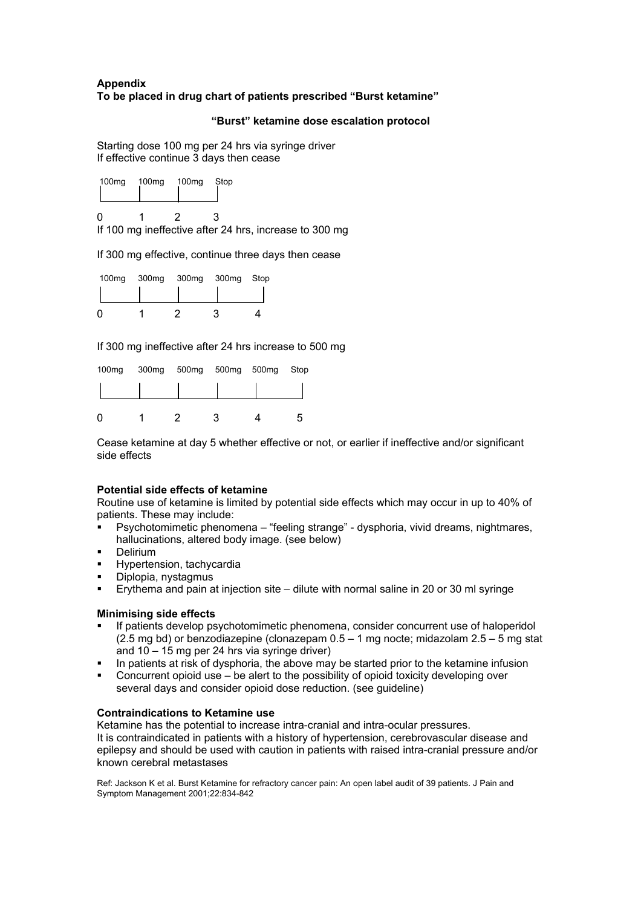**Appendix**
**To be placed in drug chart of patients prescribed "Burst ketamine"**

**"Burst" ketamine dose escalation protocol**

Starting dose 100 mg per 24 hrs via syringe driver
If effective continue 3 days then cease

100mg 100mg 100mg Stop

0 1 2 3

If 100 mg ineffective after 24 hrs, increase to 300 mg

If 300 mg effective, continue three days then cease

100mg 300mg 300mg 300mg Stop

0 1 2 3 4

If 300 mg ineffective after 24 hrs increase to 500 mg

100mg 300mg 500mg 500mg 500mg Stop

0 1 2 3 4 5

Cease ketamine at day 5 whether effective or not, or earlier if ineffective and/or significant side effects

**Potential side effects of ketamine**

Routine use of ketamine is limited by potential side effects which may occur in up to 40% of patients. These may include:

- Psychotomimetic phenomena – "feeling strange" - dysphoria, vivid dreams, nightmares, hallucinations, altered body image. (see below)
- Delirium
- Hypertension, tachycardia
- Diplopia, nystagmus
- Erythema and pain at injection site – dilute with normal saline in 20 or 30 ml syringe

**Minimising side effects**

- If patients develop psychotomimetic phenomena, consider concurrent use of haloperidol (2.5 mg bd) or benzodiazepine (clonazepam 0.5 – 1 mg nocte; midazolam 2.5 – 5 mg stat and 10 – 15 mg per 24 hrs via syringe driver)
- In patients at risk of dysphoria, the above may be started prior to the ketamine infusion
- Concurrent opioid use – be alert to the possibility of opioid toxicity developing over several days and consider opioid dose reduction. (see guideline)

**Contraindications to Ketamine use**

Ketamine has the potential to increase intra-cranial and intra-ocular pressures.
It is contraindicated in patients with a history of hypertension, cerebrovascular disease and epilepsy and should be used with caution in patients with raised intra-cranial pressure and/or known cerebral metastases

Ref: Jackson K et al. Burst Ketamine for refractory cancer pain: An open label audit of 39 patients. J Pain and Symptom Management 2001;22:834-842